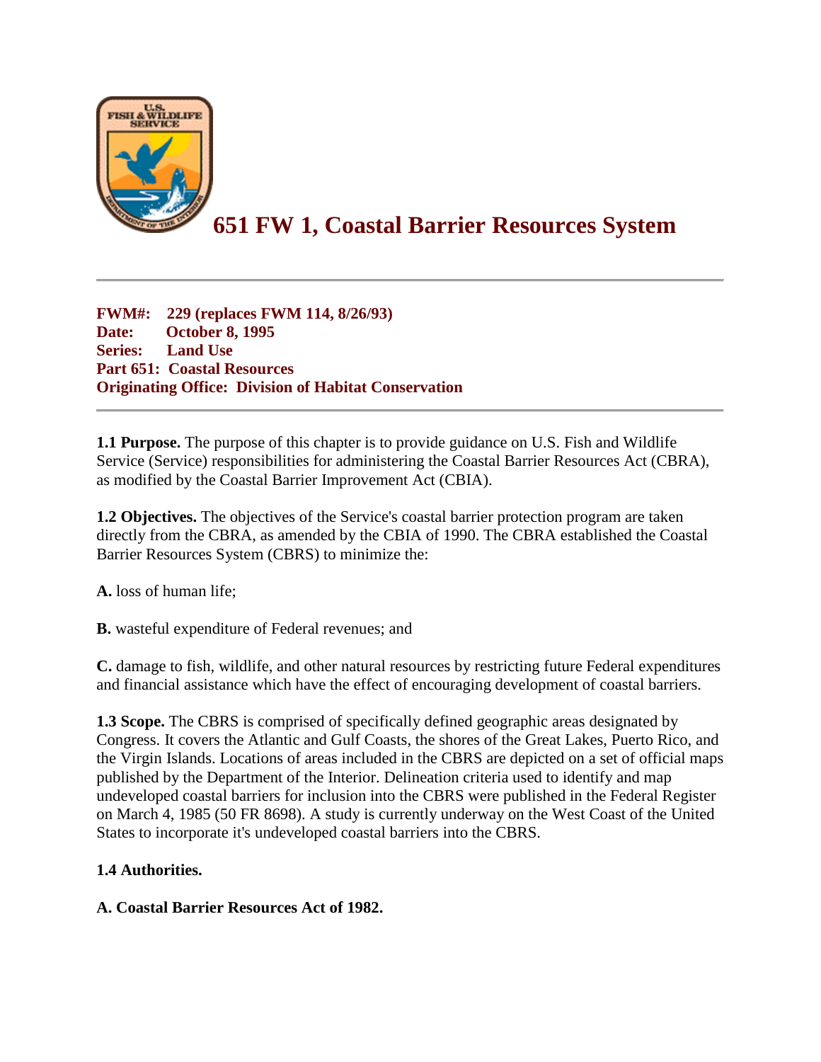# 651 FW 1, Coastal Barrier Resources System

---

**FWM#: 229 (replaces FWM 114, 8/26/93)**
**Date: October 8, 1995**
**Series: Land Use**
**Part 651: Coastal Resources**
**Originating Office: Division of Habitat Conservation**

---

**1.1 Purpose.** The purpose of this chapter is to provide guidance on U.S. Fish and Wildlife Service (Service) responsibilities for administering the Coastal Barrier Resources Act (CBRA), as modified by the Coastal Barrier Improvement Act (CBIA).

**1.2 Objectives.** The objectives of the Service's coastal barrier protection program are taken directly from the CBRA, as amended by the CBIA of 1990. The CBRA established the Coastal Barrier Resources System (CBRS) to minimize the:

**A.** loss of human life;

**B.** wasteful expenditure of Federal revenues; and

**C.** damage to fish, wildlife, and other natural resources by restricting future Federal expenditures and financial assistance which have the effect of encouraging development of coastal barriers.

**1.3 Scope.** The CBRS is comprised of specifically defined geographic areas designated by Congress. It covers the Atlantic and Gulf Coasts, the shores of the Great Lakes, Puerto Rico, and the Virgin Islands. Locations of areas included in the CBRS are depicted on a set of official maps published by the Department of the Interior. Delineation criteria used to identify and map undeveloped coastal barriers for inclusion into the CBRS were published in the Federal Register on March 4, 1985 (50 FR 8698). A study is currently underway on the West Coast of the United States to incorporate it's undeveloped coastal barriers into the CBRS.

**1.4 Authorities.**

**A. Coastal Barrier Resources Act of 1982.**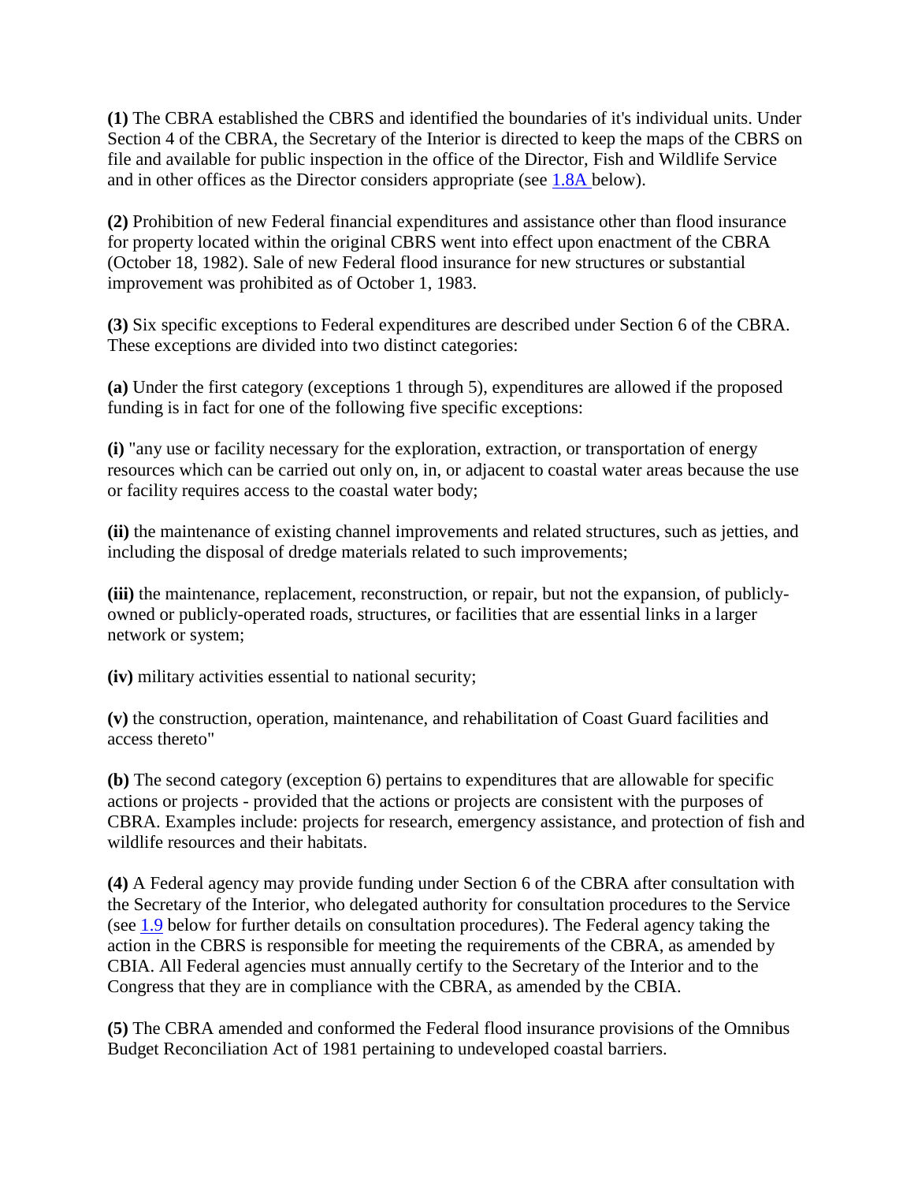**(1)** The CBRA established the CBRS and identified the boundaries of it's individual units. Under Section 4 of the CBRA, the Secretary of the Interior is directed to keep the maps of the CBRS on file and available for public inspection in the office of the Director, Fish and Wildlife Service and in other offices as the Director considers appropriate (see 1.8A below).

**(2)** Prohibition of new Federal financial expenditures and assistance other than flood insurance for property located within the original CBRS went into effect upon enactment of the CBRA (October 18, 1982). Sale of new Federal flood insurance for new structures or substantial improvement was prohibited as of October 1, 1983.

**(3)** Six specific exceptions to Federal expenditures are described under Section 6 of the CBRA. These exceptions are divided into two distinct categories:

**(a)** Under the first category (exceptions 1 through 5), expenditures are allowed if the proposed funding is in fact for one of the following five specific exceptions:

**(i)** "any use or facility necessary for the exploration, extraction, or transportation of energy resources which can be carried out only on, in, or adjacent to coastal water areas because the use or facility requires access to the coastal water body;

**(ii)** the maintenance of existing channel improvements and related structures, such as jetties, and including the disposal of dredge materials related to such improvements;

**(iii)** the maintenance, replacement, reconstruction, or repair, but not the expansion, of publicly-owned or publicly-operated roads, structures, or facilities that are essential links in a larger network or system;

**(iv)** military activities essential to national security;

**(v)** the construction, operation, maintenance, and rehabilitation of Coast Guard facilities and access thereto"

**(b)** The second category (exception 6) pertains to expenditures that are allowable for specific actions or projects - provided that the actions or projects are consistent with the purposes of CBRA. Examples include: projects for research, emergency assistance, and protection of fish and wildlife resources and their habitats.

**(4)** A Federal agency may provide funding under Section 6 of the CBRA after consultation with the Secretary of the Interior, who delegated authority for consultation procedures to the Service (see 1.9 below for further details on consultation procedures). The Federal agency taking the action in the CBRS is responsible for meeting the requirements of the CBRA, as amended by CBIA. All Federal agencies must annually certify to the Secretary of the Interior and to the Congress that they are in compliance with the CBRA, as amended by the CBIA.

**(5)** The CBRA amended and conformed the Federal flood insurance provisions of the Omnibus Budget Reconciliation Act of 1981 pertaining to undeveloped coastal barriers.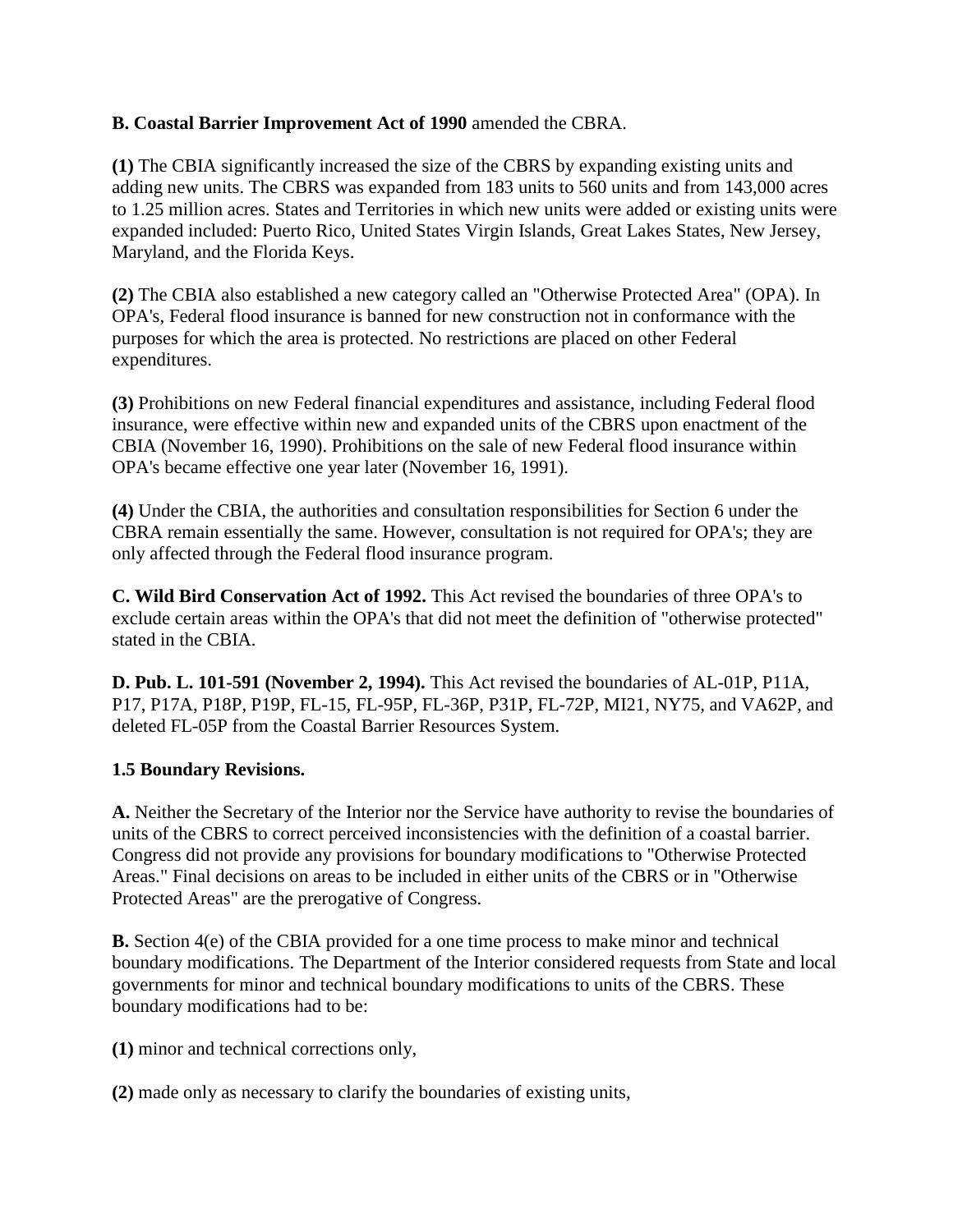**B. Coastal Barrier Improvement Act of 1990** amended the CBRA.

**(1)** The CBIA significantly increased the size of the CBRS by expanding existing units and adding new units. The CBRS was expanded from 183 units to 560 units and from 143,000 acres to 1.25 million acres. States and Territories in which new units were added or existing units were expanded included: Puerto Rico, United States Virgin Islands, Great Lakes States, New Jersey, Maryland, and the Florida Keys.

**(2)** The CBIA also established a new category called an "Otherwise Protected Area" (OPA). In OPA's, Federal flood insurance is banned for new construction not in conformance with the purposes for which the area is protected. No restrictions are placed on other Federal expenditures.

**(3)** Prohibitions on new Federal financial expenditures and assistance, including Federal flood insurance, were effective within new and expanded units of the CBRS upon enactment of the CBIA (November 16, 1990). Prohibitions on the sale of new Federal flood insurance within OPA's became effective one year later (November 16, 1991).

**(4)** Under the CBIA, the authorities and consultation responsibilities for Section 6 under the CBRA remain essentially the same. However, consultation is not required for OPA's; they are only affected through the Federal flood insurance program.

**C. Wild Bird Conservation Act of 1992.** This Act revised the boundaries of three OPA's to exclude certain areas within the OPA's that did not meet the definition of "otherwise protected" stated in the CBIA.

**D. Pub. L. 101-591 (November 2, 1994).** This Act revised the boundaries of AL-01P, P11A, P17, P17A, P18P, P19P, FL-15, FL-95P, FL-36P, P31P, FL-72P, MI21, NY75, and VA62P, and deleted FL-05P from the Coastal Barrier Resources System.

**1.5 Boundary Revisions.**

**A.** Neither the Secretary of the Interior nor the Service have authority to revise the boundaries of units of the CBRS to correct perceived inconsistencies with the definition of a coastal barrier. Congress did not provide any provisions for boundary modifications to "Otherwise Protected Areas." Final decisions on areas to be included in either units of the CBRS or in "Otherwise Protected Areas" are the prerogative of Congress.

**B.** Section 4(e) of the CBIA provided for a one time process to make minor and technical boundary modifications. The Department of the Interior considered requests from State and local governments for minor and technical boundary modifications to units of the CBRS. These boundary modifications had to be:

**(1)** minor and technical corrections only,

**(2)** made only as necessary to clarify the boundaries of existing units,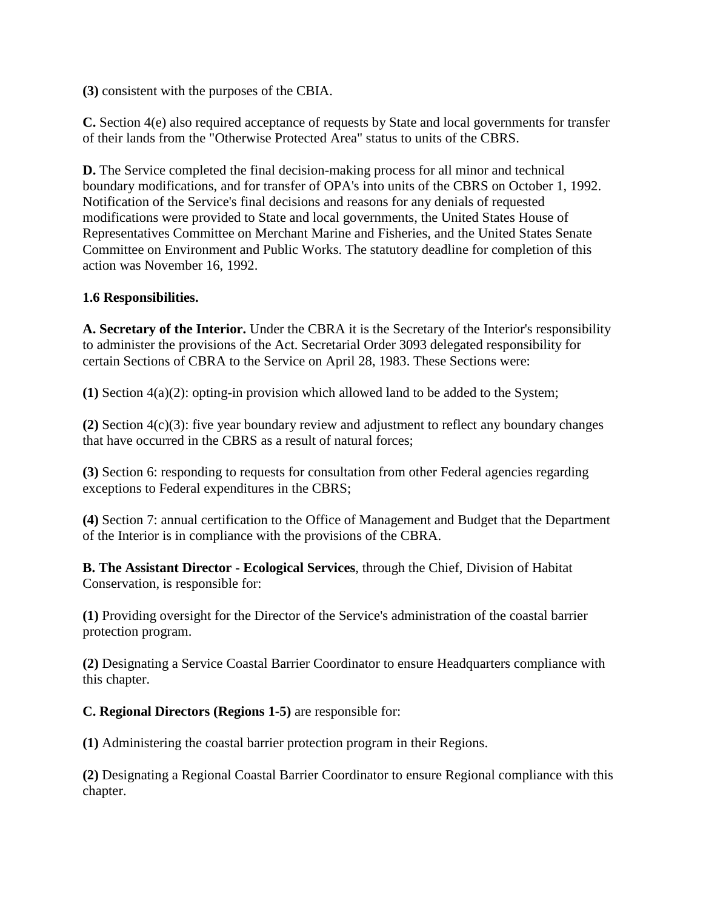**(3)** consistent with the purposes of the CBIA.

**C.** Section 4(e) also required acceptance of requests by State and local governments for transfer of their lands from the "Otherwise Protected Area" status to units of the CBRS.

**D.** The Service completed the final decision-making process for all minor and technical boundary modifications, and for transfer of OPA's into units of the CBRS on October 1, 1992. Notification of the Service's final decisions and reasons for any denials of requested modifications were provided to State and local governments, the United States House of Representatives Committee on Merchant Marine and Fisheries, and the United States Senate Committee on Environment and Public Works. The statutory deadline for completion of this action was November 16, 1992.

**1.6 Responsibilities.**

**A. Secretary of the Interior.** Under the CBRA it is the Secretary of the Interior's responsibility to administer the provisions of the Act. Secretarial Order 3093 delegated responsibility for certain Sections of CBRA to the Service on April 28, 1983. These Sections were:

**(1)** Section 4(a)(2): opting-in provision which allowed land to be added to the System;

**(2)** Section 4(c)(3): five year boundary review and adjustment to reflect any boundary changes that have occurred in the CBRS as a result of natural forces;

**(3)** Section 6: responding to requests for consultation from other Federal agencies regarding exceptions to Federal expenditures in the CBRS;

**(4)** Section 7: annual certification to the Office of Management and Budget that the Department of the Interior is in compliance with the provisions of the CBRA.

**B. The Assistant Director - Ecological Services**, through the Chief, Division of Habitat Conservation, is responsible for:

**(1)** Providing oversight for the Director of the Service's administration of the coastal barrier protection program.

**(2)** Designating a Service Coastal Barrier Coordinator to ensure Headquarters compliance with this chapter.

**C. Regional Directors (Regions 1-5)** are responsible for:

**(1)** Administering the coastal barrier protection program in their Regions.

**(2)** Designating a Regional Coastal Barrier Coordinator to ensure Regional compliance with this chapter.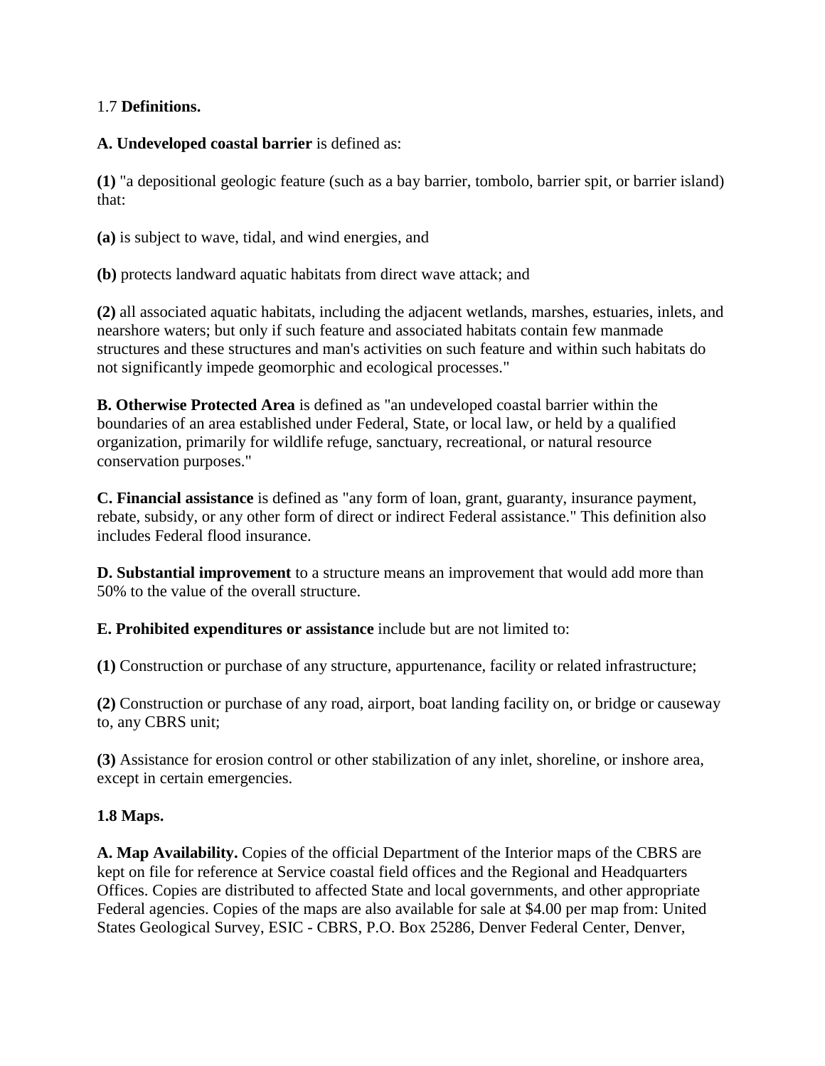1.7 **Definitions.**

**A. Undeveloped coastal barrier** is defined as:

**(1)** "a depositional geologic feature (such as a bay barrier, tombolo, barrier spit, or barrier island) that:

**(a)** is subject to wave, tidal, and wind energies, and

**(b)** protects landward aquatic habitats from direct wave attack; and

**(2)** all associated aquatic habitats, including the adjacent wetlands, marshes, estuaries, inlets, and nearshore waters; but only if such feature and associated habitats contain few manmade structures and these structures and man's activities on such feature and within such habitats do not significantly impede geomorphic and ecological processes."

**B. Otherwise Protected Area** is defined as "an undeveloped coastal barrier within the boundaries of an area established under Federal, State, or local law, or held by a qualified organization, primarily for wildlife refuge, sanctuary, recreational, or natural resource conservation purposes."

**C. Financial assistance** is defined as "any form of loan, grant, guaranty, insurance payment, rebate, subsidy, or any other form of direct or indirect Federal assistance." This definition also includes Federal flood insurance.

**D. Substantial improvement** to a structure means an improvement that would add more than 50% to the value of the overall structure.

**E. Prohibited expenditures or assistance** include but are not limited to:

**(1)** Construction or purchase of any structure, appurtenance, facility or related infrastructure;

**(2)** Construction or purchase of any road, airport, boat landing facility on, or bridge or causeway to, any CBRS unit;

**(3)** Assistance for erosion control or other stabilization of any inlet, shoreline, or inshore area, except in certain emergencies.

**1.8 Maps.**

**A. Map Availability.** Copies of the official Department of the Interior maps of the CBRS are kept on file for reference at Service coastal field offices and the Regional and Headquarters Offices. Copies are distributed to affected State and local governments, and other appropriate Federal agencies. Copies of the maps are also available for sale at $4.00 per map from: United States Geological Survey, ESIC - CBRS, P.O. Box 25286, Denver Federal Center, Denver,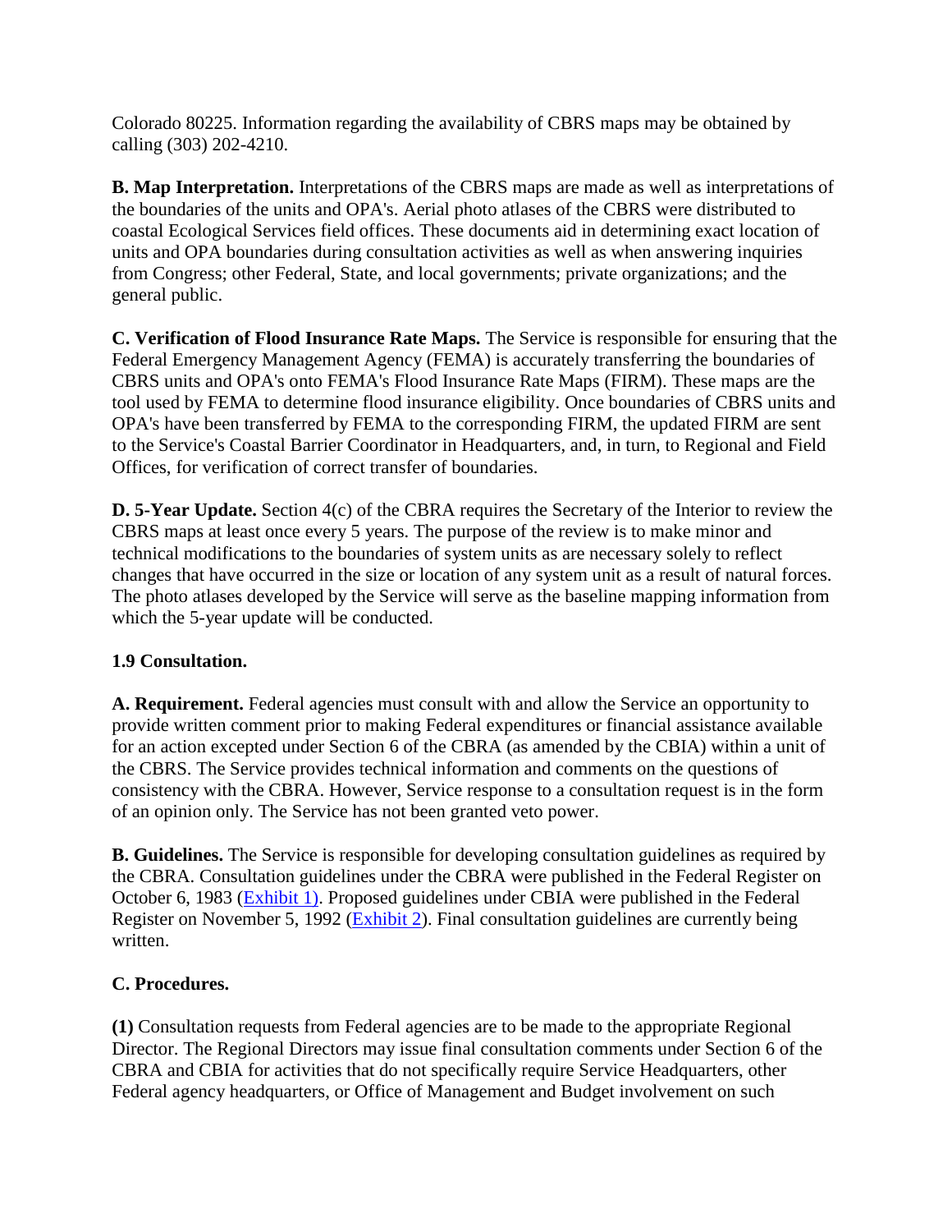Colorado 80225. Information regarding the availability of CBRS maps may be obtained by calling (303) 202-4210.

**B. Map Interpretation.** Interpretations of the CBRS maps are made as well as interpretations of the boundaries of the units and OPA's. Aerial photo atlases of the CBRS were distributed to coastal Ecological Services field offices. These documents aid in determining exact location of units and OPA boundaries during consultation activities as well as when answering inquiries from Congress; other Federal, State, and local governments; private organizations; and the general public.

**C. Verification of Flood Insurance Rate Maps.** The Service is responsible for ensuring that the Federal Emergency Management Agency (FEMA) is accurately transferring the boundaries of CBRS units and OPA's onto FEMA's Flood Insurance Rate Maps (FIRM). These maps are the tool used by FEMA to determine flood insurance eligibility. Once boundaries of CBRS units and OPA's have been transferred by FEMA to the corresponding FIRM, the updated FIRM are sent to the Service's Coastal Barrier Coordinator in Headquarters, and, in turn, to Regional and Field Offices, for verification of correct transfer of boundaries.

**D. 5-Year Update.** Section 4(c) of the CBRA requires the Secretary of the Interior to review the CBRS maps at least once every 5 years. The purpose of the review is to make minor and technical modifications to the boundaries of system units as are necessary solely to reflect changes that have occurred in the size or location of any system unit as a result of natural forces. The photo atlases developed by the Service will serve as the baseline mapping information from which the 5-year update will be conducted.

**1.9 Consultation.**

**A. Requirement.** Federal agencies must consult with and allow the Service an opportunity to provide written comment prior to making Federal expenditures or financial assistance available for an action excepted under Section 6 of the CBRA (as amended by the CBIA) within a unit of the CBRS. The Service provides technical information and comments on the questions of consistency with the CBRA. However, Service response to a consultation request is in the form of an opinion only. The Service has not been granted veto power.

**B. Guidelines.** The Service is responsible for developing consultation guidelines as required by the CBRA. Consultation guidelines under the CBRA were published in the Federal Register on October 6, 1983 (Exhibit 1). Proposed guidelines under CBIA were published in the Federal Register on November 5, 1992 (Exhibit 2). Final consultation guidelines are currently being written.

**C. Procedures.**

**(1)** Consultation requests from Federal agencies are to be made to the appropriate Regional Director. The Regional Directors may issue final consultation comments under Section 6 of the CBRA and CBIA for activities that do not specifically require Service Headquarters, other Federal agency headquarters, or Office of Management and Budget involvement on such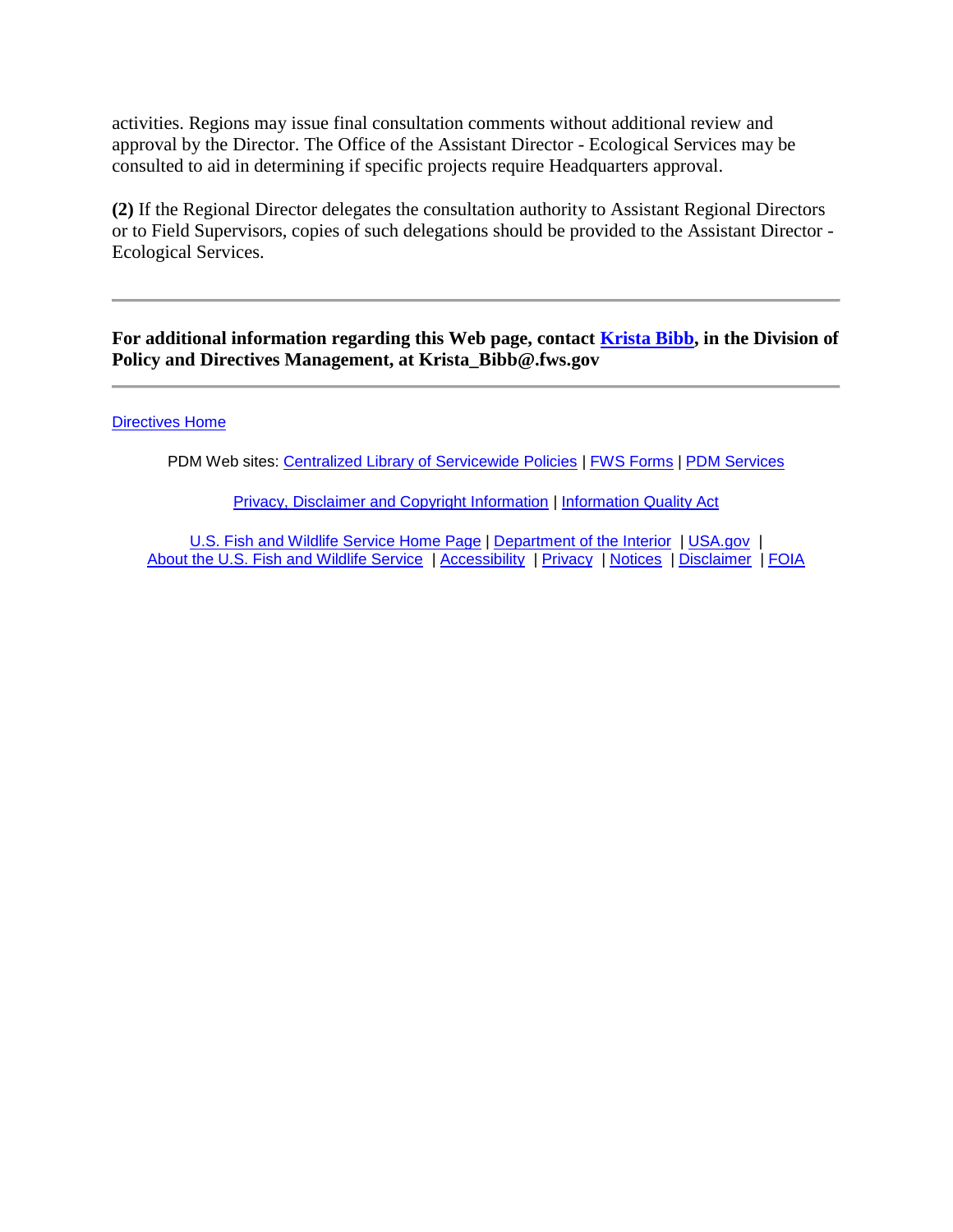activities. Regions may issue final consultation comments without additional review and approval by the Director. The Office of the Assistant Director - Ecological Services may be consulted to aid in determining if specific projects require Headquarters approval.

**(2)** If the Regional Director delegates the consultation authority to Assistant Regional Directors or to Field Supervisors, copies of such delegations should be provided to the Assistant Director - Ecological Services.

---

**For additional information regarding this Web page, contact Krista Bibb, in the Division of Policy and Directives Management, at Krista_Bibb@.fws.gov**

---

Directives Home

PDM Web sites: Centralized Library of Servicewide Policies | FWS Forms | PDM Services

Privacy, Disclaimer and Copyright Information | Information Quality Act

U.S. Fish and Wildlife Service Home Page | Department of the Interior | USA.gov | About the U.S. Fish and Wildlife Service | Accessibility | Privacy | Notices | Disclaimer | FOIA